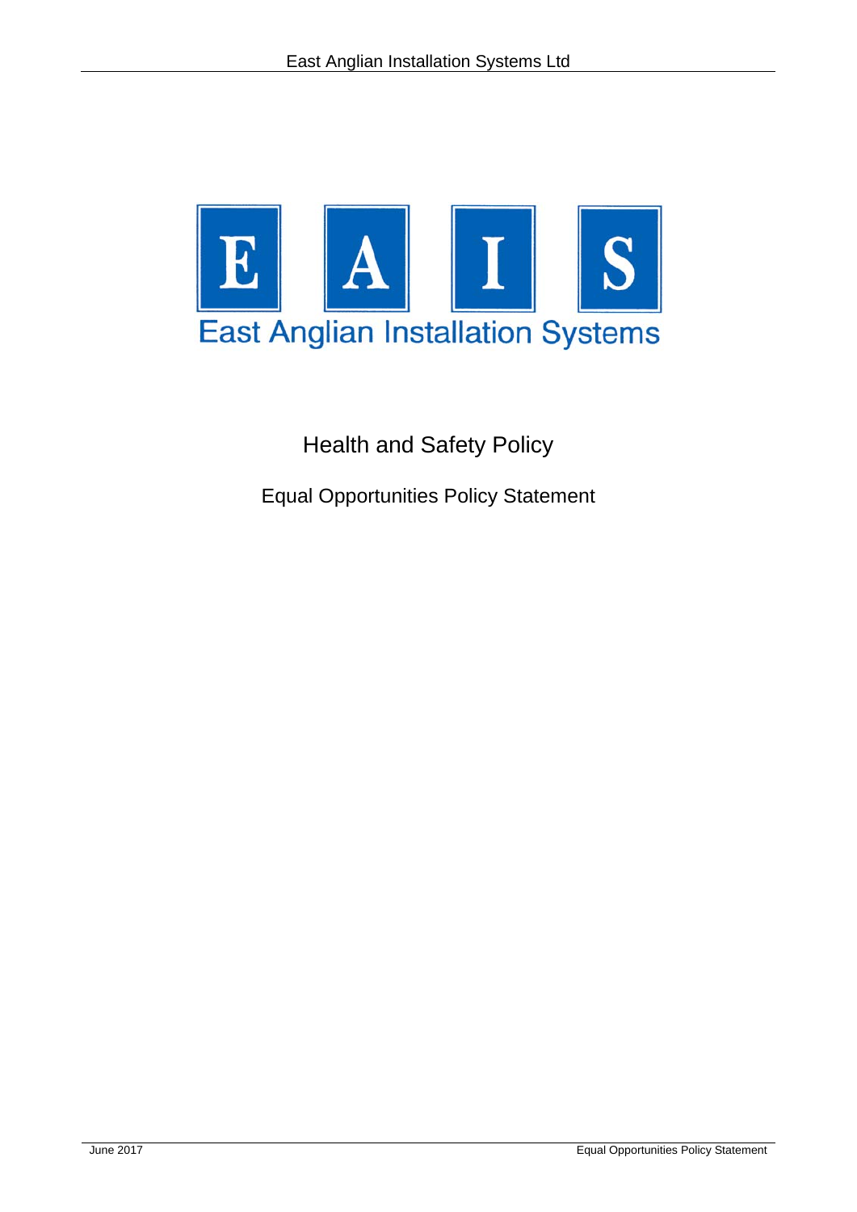E A I S

East Anglian Installation Systems

# Health and Safety Policy

## Equal Opportunities Policy Statement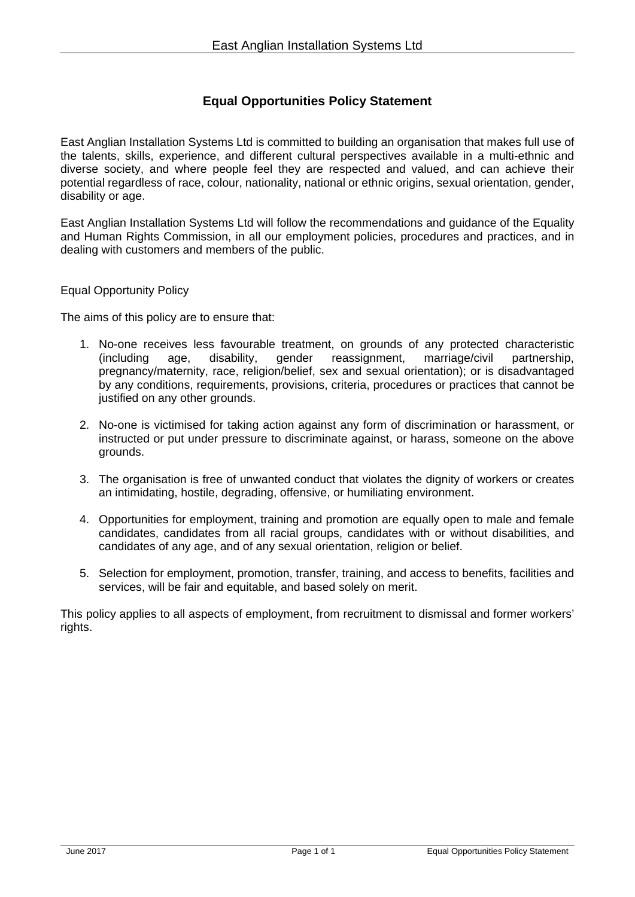# Equal Opportunities Policy Statement

East Anglian Installation Systems Ltd is committed to building an organisation that makes full use of the talents, skills, experience, and different cultural perspectives available in a multi-ethnic and diverse society, and where people feel they are respected and valued, and can achieve their potential regardless of race, colour, nationality, national or ethnic origins, sexual orientation, gender, disability or age.

East Anglian Installation Systems Ltd will follow the recommendations and guidance of the Equality and Human Rights Commission, in all our employment policies, procedures and practices, and in dealing with customers and members of the public.

Equal Opportunity Policy

The aims of this policy are to ensure that:

1. No-one receives less favourable treatment, on grounds of any protected characteristic (including age, disability, gender reassignment, marriage/civil partnership, pregnancy/maternity, race, religion/belief, sex and sexual orientation); or is disadvantaged by any conditions, requirements, provisions, criteria, procedures or practices that cannot be justified on any other grounds.

2. No-one is victimised for taking action against any form of discrimination or harassment, or instructed or put under pressure to discriminate against, or harass, someone on the above grounds.

3. The organisation is free of unwanted conduct that violates the dignity of workers or creates an intimidating, hostile, degrading, offensive, or humiliating environment.

4. Opportunities for employment, training and promotion are equally open to male and female candidates, candidates from all racial groups, candidates with or without disabilities, and candidates of any age, and of any sexual orientation, religion or belief.

5. Selection for employment, promotion, transfer, training, and access to benefits, facilities and services, will be fair and equitable, and based solely on merit.

This policy applies to all aspects of employment, from recruitment to dismissal and former workers' rights.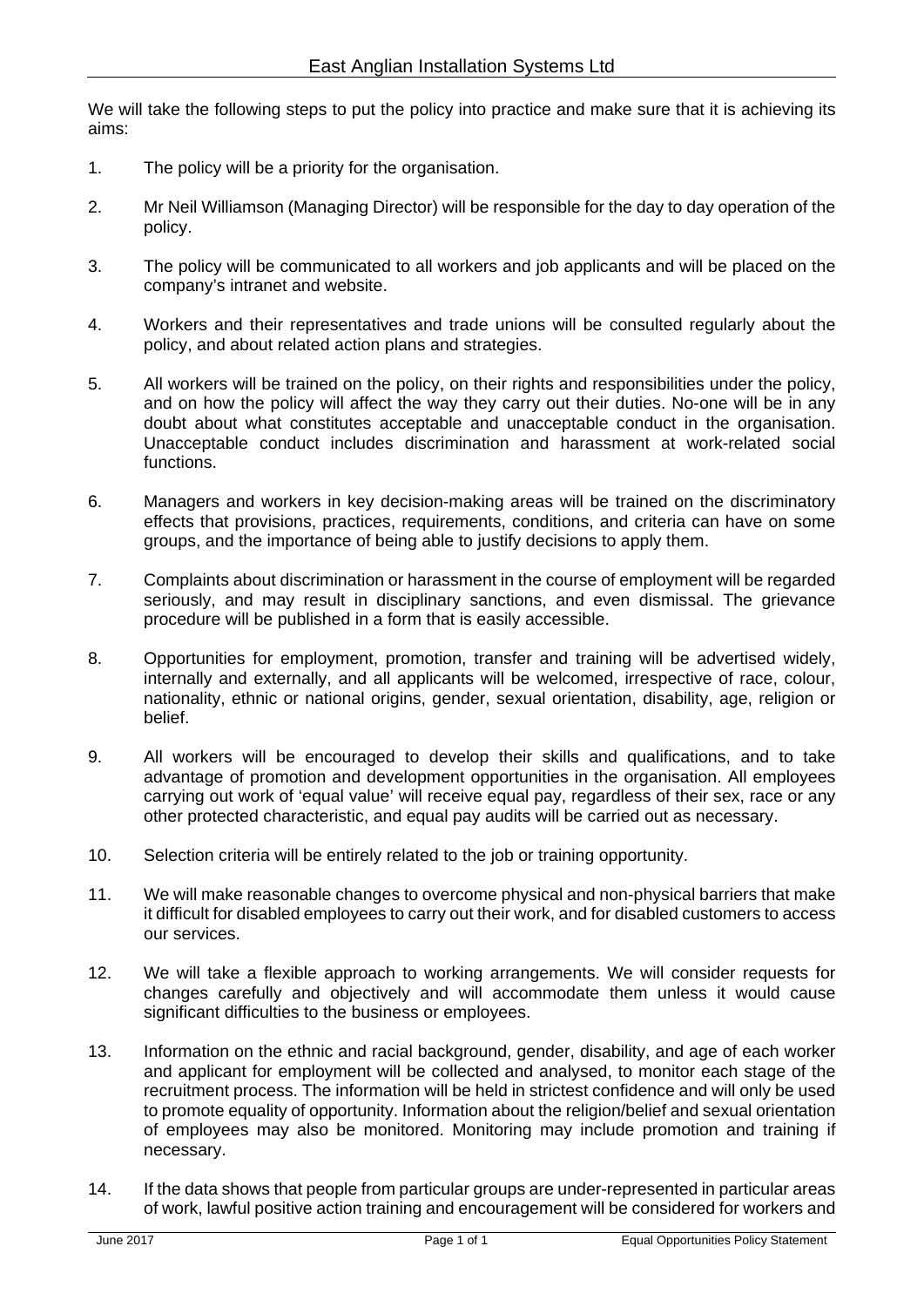We will take the following steps to put the policy into practice and make sure that it is achieving its aims:

1. The policy will be a priority for the organisation.

2. Mr Neil Williamson (Managing Director) will be responsible for the day to day operation of the policy.

3. The policy will be communicated to all workers and job applicants and will be placed on the company's intranet and website.

4. Workers and their representatives and trade unions will be consulted regularly about the policy, and about related action plans and strategies.

5. All workers will be trained on the policy, on their rights and responsibilities under the policy, and on how the policy will affect the way they carry out their duties. No-one will be in any doubt about what constitutes acceptable and unacceptable conduct in the organisation. Unacceptable conduct includes discrimination and harassment at work-related social functions.

6. Managers and workers in key decision-making areas will be trained on the discriminatory effects that provisions, practices, requirements, conditions, and criteria can have on some groups, and the importance of being able to justify decisions to apply them.

7. Complaints about discrimination or harassment in the course of employment will be regarded seriously, and may result in disciplinary sanctions, and even dismissal. The grievance procedure will be published in a form that is easily accessible.

8. Opportunities for employment, promotion, transfer and training will be advertised widely, internally and externally, and all applicants will be welcomed, irrespective of race, colour, nationality, ethnic or national origins, gender, sexual orientation, disability, age, religion or belief.

9. All workers will be encouraged to develop their skills and qualifications, and to take advantage of promotion and development opportunities in the organisation. All employees carrying out work of 'equal value' will receive equal pay, regardless of their sex, race or any other protected characteristic, and equal pay audits will be carried out as necessary.

10. Selection criteria will be entirely related to the job or training opportunity.

11. We will make reasonable changes to overcome physical and non-physical barriers that make it difficult for disabled employees to carry out their work, and for disabled customers to access our services.

12. We will take a flexible approach to working arrangements. We will consider requests for changes carefully and objectively and will accommodate them unless it would cause significant difficulties to the business or employees.

13. Information on the ethnic and racial background, gender, disability, and age of each worker and applicant for employment will be collected and analysed, to monitor each stage of the recruitment process. The information will be held in strictest confidence and will only be used to promote equality of opportunity. Information about the religion/belief and sexual orientation of employees may also be monitored. Monitoring may include promotion and training if necessary.

14. If the data shows that people from particular groups are under-represented in particular areas of work, lawful positive action training and encouragement will be considered for workers and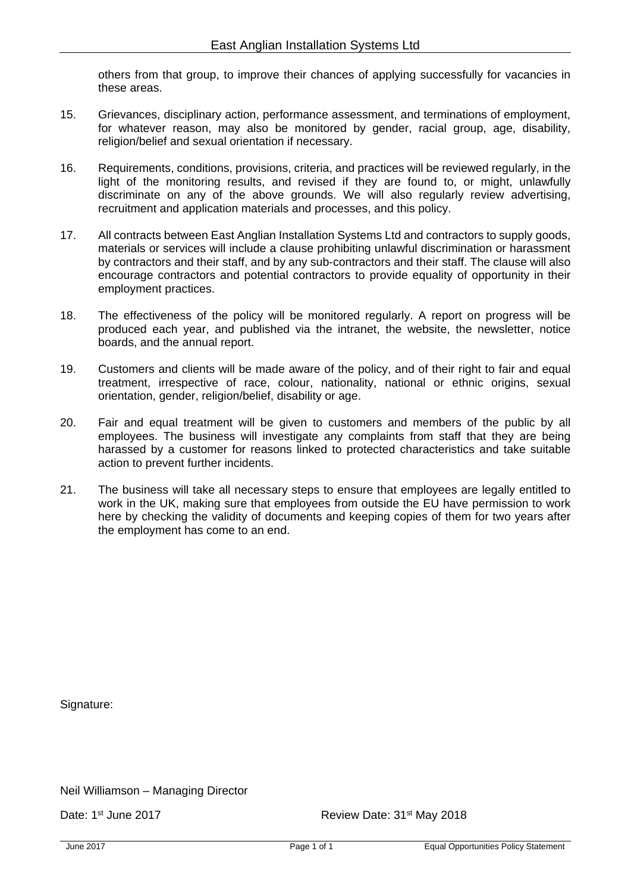others from that group, to improve their chances of applying successfully for vacancies in these areas.

15. Grievances, disciplinary action, performance assessment, and terminations of employment, for whatever reason, may also be monitored by gender, racial group, age, disability, religion/belief and sexual orientation if necessary.

16. Requirements, conditions, provisions, criteria, and practices will be reviewed regularly, in the light of the monitoring results, and revised if they are found to, or might, unlawfully discriminate on any of the above grounds. We will also regularly review advertising, recruitment and application materials and processes, and this policy.

17. All contracts between East Anglian Installation Systems Ltd and contractors to supply goods, materials or services will include a clause prohibiting unlawful discrimination or harassment by contractors and their staff, and by any sub-contractors and their staff. The clause will also encourage contractors and potential contractors to provide equality of opportunity in their employment practices.

18. The effectiveness of the policy will be monitored regularly. A report on progress will be produced each year, and published via the intranet, the website, the newsletter, notice boards, and the annual report.

19. Customers and clients will be made aware of the policy, and of their right to fair and equal treatment, irrespective of race, colour, nationality, national or ethnic origins, sexual orientation, gender, religion/belief, disability or age.

20. Fair and equal treatment will be given to customers and members of the public by all employees. The business will investigate any complaints from staff that they are being harassed by a customer for reasons linked to protected characteristics and take suitable action to prevent further incidents.

21. The business will take all necessary steps to ensure that employees are legally entitled to work in the UK, making sure that employees from outside the EU have permission to work here by checking the validity of documents and keeping copies of them for two years after the employment has come to an end.

Signature:

Neil Williamson – Managing Director

Date: 1st June 2017 Review Date: 31st May 2018